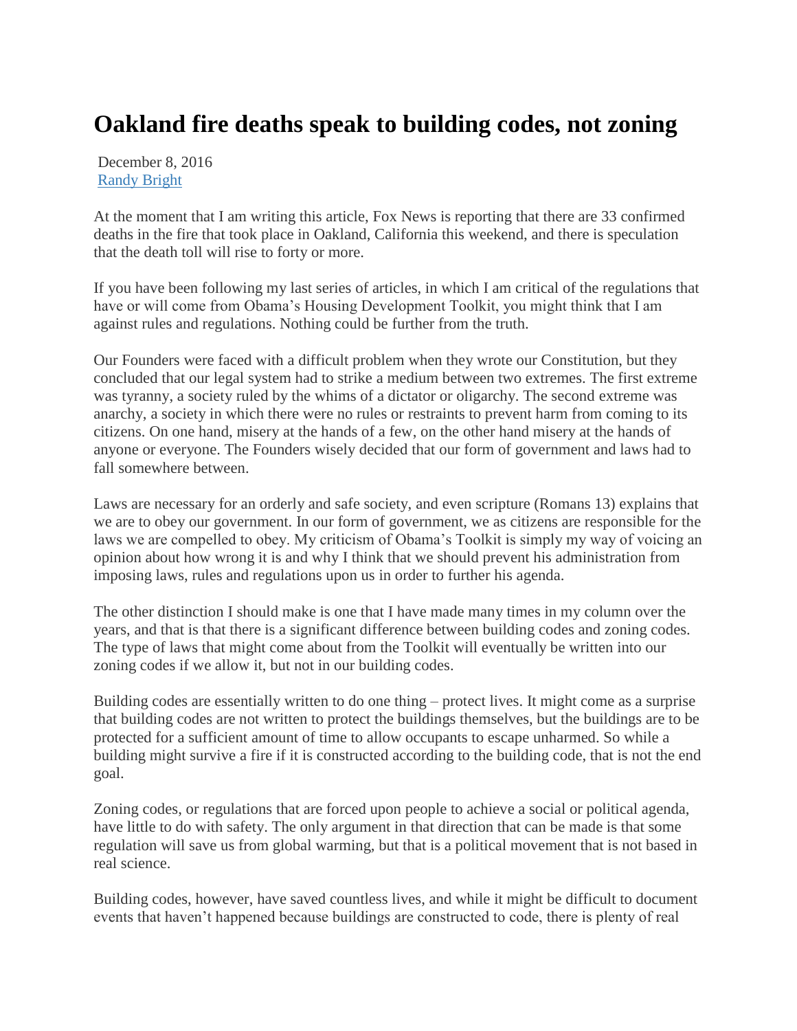# Oakland fire deaths speak to building codes, not zoning

December 8, 2016
[Randy Bright]

At the moment that I am writing this article, Fox News is reporting that there are 33 confirmed deaths in the fire that took place in Oakland, California this weekend, and there is speculation that the death toll will rise to forty or more.

If you have been following my last series of articles, in which I am critical of the regulations that have or will come from Obama's Housing Development Toolkit, you might think that I am against rules and regulations. Nothing could be further from the truth.

Our Founders were faced with a difficult problem when they wrote our Constitution, but they concluded that our legal system had to strike a medium between two extremes. The first extreme was tyranny, a society ruled by the whims of a dictator or oligarchy. The second extreme was anarchy, a society in which there were no rules or restraints to prevent harm from coming to its citizens. On one hand, misery at the hands of a few, on the other hand misery at the hands of anyone or everyone. The Founders wisely decided that our form of government and laws had to fall somewhere between.

Laws are necessary for an orderly and safe society, and even scripture (Romans 13) explains that we are to obey our government. In our form of government, we as citizens are responsible for the laws we are compelled to obey. My criticism of Obama's Toolkit is simply my way of voicing an opinion about how wrong it is and why I think that we should prevent his administration from imposing laws, rules and regulations upon us in order to further his agenda.

The other distinction I should make is one that I have made many times in my column over the years, and that is that there is a significant difference between building codes and zoning codes. The type of laws that might come about from the Toolkit will eventually be written into our zoning codes if we allow it, but not in our building codes.

Building codes are essentially written to do one thing – protect lives. It might come as a surprise that building codes are not written to protect the buildings themselves, but the buildings are to be protected for a sufficient amount of time to allow occupants to escape unharmed. So while a building might survive a fire if it is constructed according to the building code, that is not the end goal.

Zoning codes, or regulations that are forced upon people to achieve a social or political agenda, have little to do with safety. The only argument in that direction that can be made is that some regulation will save us from global warming, but that is a political movement that is not based in real science.

Building codes, however, have saved countless lives, and while it might be difficult to document events that haven't happened because buildings are constructed to code, there is plenty of real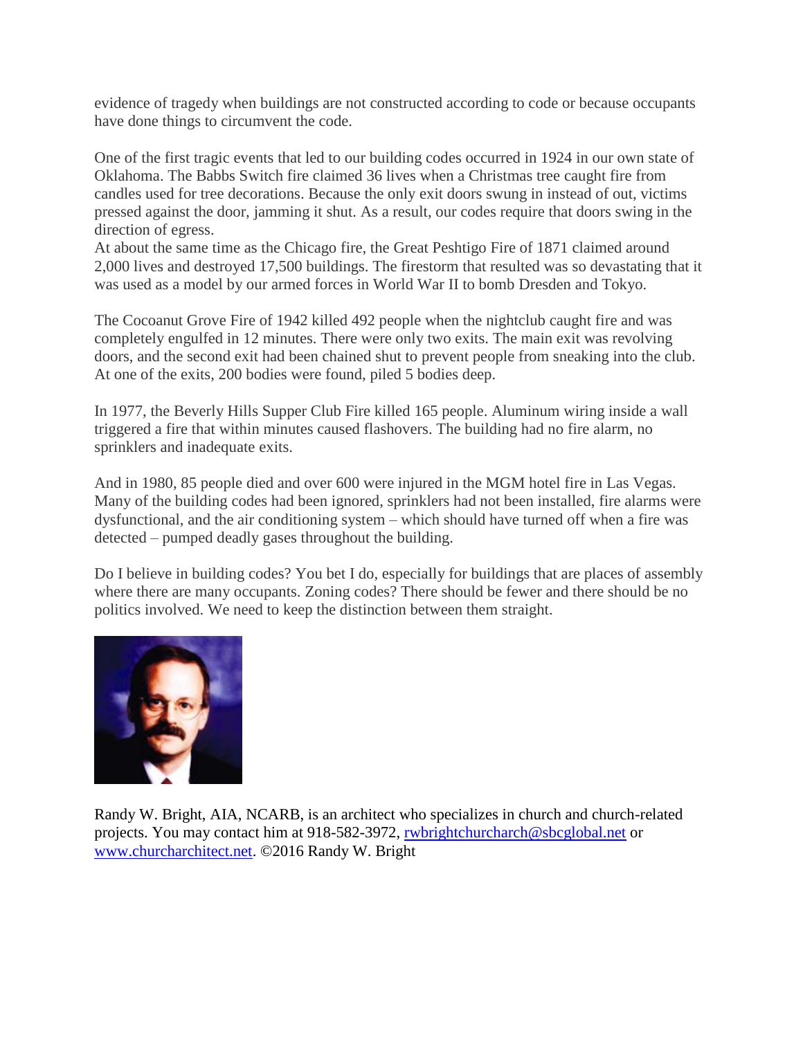evidence of tragedy when buildings are not constructed according to code or because occupants have done things to circumvent the code.

One of the first tragic events that led to our building codes occurred in 1924 in our own state of Oklahoma. The Babbs Switch fire claimed 36 lives when a Christmas tree caught fire from candles used for tree decorations. Because the only exit doors swung in instead of out, victims pressed against the door, jamming it shut. As a result, our codes require that doors swing in the direction of egress.

At about the same time as the Chicago fire, the Great Peshtigo Fire of 1871 claimed around 2,000 lives and destroyed 17,500 buildings. The firestorm that resulted was so devastating that it was used as a model by our armed forces in World War II to bomb Dresden and Tokyo.

The Cocoanut Grove Fire of 1942 killed 492 people when the nightclub caught fire and was completely engulfed in 12 minutes. There were only two exits. The main exit was revolving doors, and the second exit had been chained shut to prevent people from sneaking into the club. At one of the exits, 200 bodies were found, piled 5 bodies deep.

In 1977, the Beverly Hills Supper Club Fire killed 165 people. Aluminum wiring inside a wall triggered a fire that within minutes caused flashovers. The building had no fire alarm, no sprinklers and inadequate exits.

And in 1980, 85 people died and over 600 were injured in the MGM hotel fire in Las Vegas. Many of the building codes had been ignored, sprinklers had not been installed, fire alarms were dysfunctional, and the air conditioning system – which should have turned off when a fire was detected – pumped deadly gases throughout the building.

Do I believe in building codes? You bet I do, especially for buildings that are places of assembly where there are many occupants. Zoning codes? There should be fewer and there should be no politics involved. We need to keep the distinction between them straight.

Randy W. Bright, AIA, NCARB, is an architect who specializes in church and church-related projects. You may contact him at 918-582-3972, rwbrightchurcharch@sbcglobal.net or www.churcharchitect.net. ©2016 Randy W. Bright